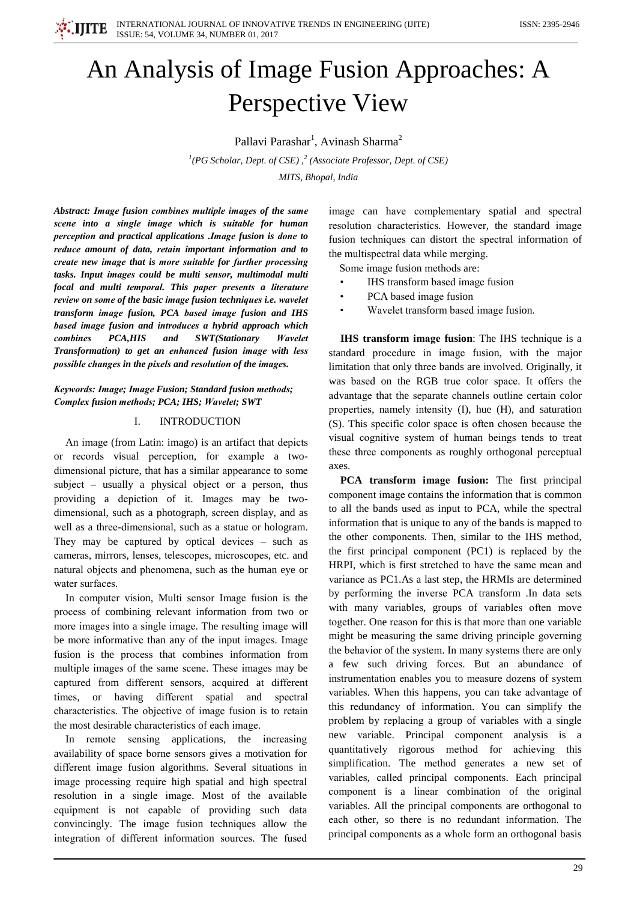# An Analysis of Image Fusion Approaches: A Perspective View

Pallavi Parashar[1], Avinash Sharma[2]

[1](PG Scholar, Dept. of CSE) ,[2] (Associate Professor, Dept. of CSE)

MITS, Bhopal, India

***Abstract: Image fusion combines multiple images of the same scene into a single image which is suitable for human perception and practical applications .Image fusion is done to reduce amount of data, retain important information and to create new image that is more suitable for further processing tasks. Input images could be multi sensor, multimodal multi focal and multi temporal. This paper presents a literature review on some of the basic image fusion techniques i.e. wavelet transform image fusion, PCA based image fusion and IHS based image fusion and introduces a hybrid approach which combines PCA,HIS and SWT(Stationary Wavelet Transformation) to get an enhanced fusion image with less possible changes in the pixels and resolution of the images.***

***Keywords: Image; Image Fusion; Standard fusion methods; Complex fusion methods; PCA; IHS; Wavelet; SWT***

## I. INTRODUCTION

An image (from Latin: imago) is an artifact that depicts or records visual perception, for example a two-dimensional picture, that has a similar appearance to some subject – usually a physical object or a person, thus providing a depiction of it. Images may be two-dimensional, such as a photograph, screen display, and as well as a three-dimensional, such as a statue or hologram. They may be captured by optical devices – such as cameras, mirrors, lenses, telescopes, microscopes, etc. and natural objects and phenomena, such as the human eye or water surfaces.

In computer vision, Multi sensor Image fusion is the process of combining relevant information from two or more images into a single image. The resulting image will be more informative than any of the input images. Image fusion is the process that combines information from multiple images of the same scene. These images may be captured from different sensors, acquired at different times, or having different spatial and spectral characteristics. The objective of image fusion is to retain the most desirable characteristics of each image.

In remote sensing applications, the increasing availability of space borne sensors gives a motivation for different image fusion algorithms. Several situations in image processing require high spatial and high spectral resolution in a single image. Most of the available equipment is not capable of providing such data convincingly. The image fusion techniques allow the integration of different information sources. The fused image can have complementary spatial and spectral resolution characteristics. However, the standard image fusion techniques can distort the spectral information of the multispectral data while merging.

Some image fusion methods are:

- IHS transform based image fusion
- PCA based image fusion
- Wavelet transform based image fusion.

**IHS transform image fusion**: The IHS technique is a standard procedure in image fusion, with the major limitation that only three bands are involved. Originally, it was based on the RGB true color space. It offers the advantage that the separate channels outline certain color properties, namely intensity (I), hue (H), and saturation (S). This specific color space is often chosen because the visual cognitive system of human beings tends to treat these three components as roughly orthogonal perceptual axes.

**PCA transform image fusion:** The first principal component image contains the information that is common to all the bands used as input to PCA, while the spectral information that is unique to any of the bands is mapped to the other components. Then, similar to the IHS method, the first principal component (PC1) is replaced by the HRPI, which is first stretched to have the same mean and variance as PC1.As a last step, the HRMIs are determined by performing the inverse PCA transform .In data sets with many variables, groups of variables often move together. One reason for this is that more than one variable might be measuring the same driving principle governing the behavior of the system. In many systems there are only a few such driving forces. But an abundance of instrumentation enables you to measure dozens of system variables. When this happens, you can take advantage of this redundancy of information. You can simplify the problem by replacing a group of variables with a single new variable. Principal component analysis is a quantitatively rigorous method for achieving this simplification. The method generates a new set of variables, called principal components. Each principal component is a linear combination of the original variables. All the principal components are orthogonal to each other, so there is no redundant information. The principal components as a whole form an orthogonal basis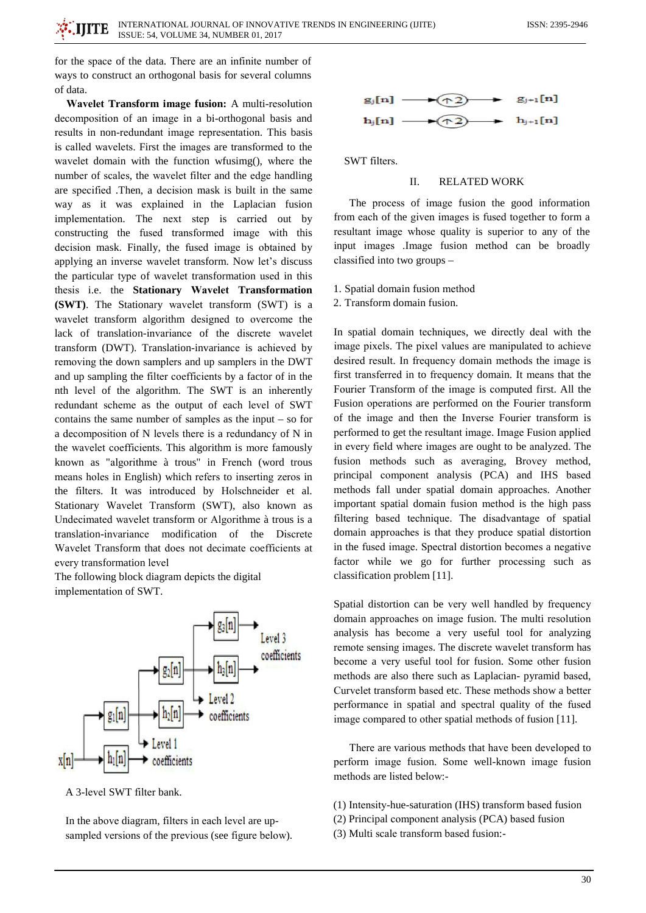for the space of the data. There are an infinite number of ways to construct an orthogonal basis for several columns of data.

**Wavelet Transform image fusion:** A multi-resolution decomposition of an image in a bi-orthogonal basis and results in non-redundant image representation. This basis is called wavelets. First the images are transformed to the wavelet domain with the function wfusimg(), where the number of scales, the wavelet filter and the edge handling are specified .Then, a decision mask is built in the same way as it was explained in the Laplacian fusion implementation. The next step is carried out by constructing the fused transformed image with this decision mask. Finally, the fused image is obtained by applying an inverse wavelet transform. Now let's discuss the particular type of wavelet transformation used in this thesis i.e. the **Stationary Wavelet Transformation (SWT)**. The Stationary wavelet transform (SWT) is a wavelet transform algorithm designed to overcome the lack of translation-invariance of the discrete wavelet transform (DWT). Translation-invariance is achieved by removing the down samplers and up samplers in the DWT and up sampling the filter coefficients by a factor of in the nth level of the algorithm. The SWT is an inherently redundant scheme as the output of each level of SWT contains the same number of samples as the input – so for a decomposition of N levels there is a redundancy of N in the wavelet coefficients. This algorithm is more famously known as "algorithme à trous" in French (word trous means holes in English) which refers to inserting zeros in the filters. It was introduced by Holschneider et al. Stationary Wavelet Transform (SWT), also known as Undecimated wavelet transform or Algorithme à trous is a translation-invariance modification of the Discrete Wavelet Transform that does not decimate coefficients at every transformation level

The following block diagram depicts the digital implementation of SWT.

A 3-level SWT filter bank.

In the above diagram, filters in each level are up-sampled versions of the previous (see figure below).

$g_j[n] \rightarrow (\uparrow 2) \rightarrow g_{j+1}[n]$

$h_j[n] \rightarrow (\uparrow 2) \rightarrow h_{j+1}[n]$

SWT filters.

## II. RELATED WORK

The process of image fusion the good information from each of the given images is fused together to form a resultant image whose quality is superior to any of the input images .Image fusion method can be broadly classified into two groups –

1. Spatial domain fusion method
2. Transform domain fusion.

In spatial domain techniques, we directly deal with the image pixels. The pixel values are manipulated to achieve desired result. In frequency domain methods the image is first transferred in to frequency domain. It means that the Fourier Transform of the image is computed first. All the Fusion operations are performed on the Fourier transform of the image and then the Inverse Fourier transform is performed to get the resultant image. Image Fusion applied in every field where images are ought to be analyzed. The fusion methods such as averaging, Brovey method, principal component analysis (PCA) and IHS based methods fall under spatial domain approaches. Another important spatial domain fusion method is the high pass filtering based technique. The disadvantage of spatial domain approaches is that they produce spatial distortion in the fused image. Spectral distortion becomes a negative factor while we go for further processing such as classification problem [11].

Spatial distortion can be very well handled by frequency domain approaches on image fusion. The multi resolution analysis has become a very useful tool for analyzing remote sensing images. The discrete wavelet transform has become a very useful tool for fusion. Some other fusion methods are also there such as Laplacian- pyramid based, Curvelet transform based etc. These methods show a better performance in spatial and spectral quality of the fused image compared to other spatial methods of fusion [11].

There are various methods that have been developed to perform image fusion. Some well-known image fusion methods are listed below:-

(1) Intensity-hue-saturation (IHS) transform based fusion
(2) Principal component analysis (PCA) based fusion
(3) Multi scale transform based fusion:-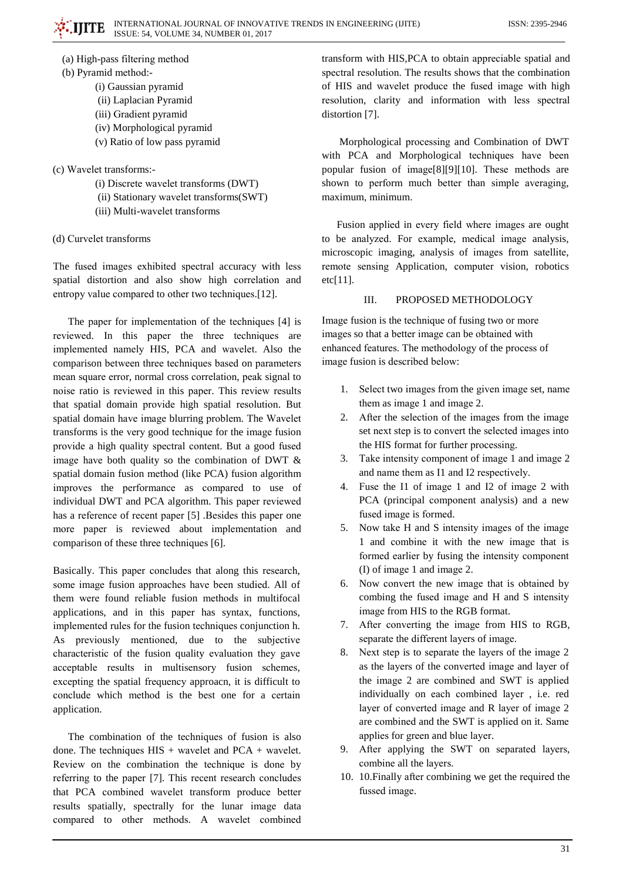(a) High-pass filtering method

(b) Pyramid method:-

- (i) Gaussian pyramid
- (ii) Laplacian Pyramid
- (iii) Gradient pyramid
- (iv) Morphological pyramid
- (v) Ratio of low pass pyramid

(c) Wavelet transforms:-

- (i) Discrete wavelet transforms (DWT)
- (ii) Stationary wavelet transforms(SWT)
- (iii) Multi-wavelet transforms

(d) Curvelet transforms

The fused images exhibited spectral accuracy with less spatial distortion and also show high correlation and entropy value compared to other two techniques.[12].

The paper for implementation of the techniques [4] is reviewed. In this paper the three techniques are implemented namely HIS, PCA and wavelet. Also the comparison between three techniques based on parameters mean square error, normal cross correlation, peak signal to noise ratio is reviewed in this paper. This review results that spatial domain provide high spatial resolution. But spatial domain have image blurring problem. The Wavelet transforms is the very good technique for the image fusion provide a high quality spectral content. But a good fused image have both quality so the combination of DWT & spatial domain fusion method (like PCA) fusion algorithm improves the performance as compared to use of individual DWT and PCA algorithm. This paper reviewed has a reference of recent paper [5] .Besides this paper one more paper is reviewed about implementation and comparison of these three techniques [6].

Basically. This paper concludes that along this research, some image fusion approaches have been studied. All of them were found reliable fusion methods in multifocal applications, and in this paper has syntax, functions, implemented rules for the fusion techniques conjunction h. As previously mentioned, due to the subjective characteristic of the fusion quality evaluation they gave acceptable results in multisensory fusion schemes, excepting the spatial frequency approacn, it is difficult to conclude which method is the best one for a certain application.

The combination of the techniques of fusion is also done. The techniques HIS + wavelet and PCA + wavelet. Review on the combination the technique is done by referring to the paper [7]. This recent research concludes that PCA combined wavelet transform produce better results spatially, spectrally for the lunar image data compared to other methods. A wavelet combined transform with HIS,PCA to obtain appreciable spatial and spectral resolution. The results shows that the combination of HIS and wavelet produce the fused image with high resolution, clarity and information with less spectral distortion [7].

Morphological processing and Combination of DWT with PCA and Morphological techniques have been popular fusion of image[8][9][10]. These methods are shown to perform much better than simple averaging, maximum, minimum.

Fusion applied in every field where images are ought to be analyzed. For example, medical image analysis, microscopic imaging, analysis of images from satellite, remote sensing Application, computer vision, robotics etc[11].

## III. PROPOSED METHODOLOGY

Image fusion is the technique of fusing two or more images so that a better image can be obtained with enhanced features. The methodology of the process of image fusion is described below:

1. Select two images from the given image set, name them as image 1 and image 2.
2. After the selection of the images from the image set next step is to convert the selected images into the HIS format for further processing.
3. Take intensity component of image 1 and image 2 and name them as I1 and I2 respectively.
4. Fuse the I1 of image 1 and I2 of image 2 with PCA (principal component analysis) and a new fused image is formed.
5. Now take H and S intensity images of the image 1 and combine it with the new image that is formed earlier by fusing the intensity component (I) of image 1 and image 2.
6. Now convert the new image that is obtained by combing the fused image and H and S intensity image from HIS to the RGB format.
7. After converting the image from HIS to RGB, separate the different layers of image.
8. Next step is to separate the layers of the image 2 as the layers of the converted image and layer of the image 2 are combined and SWT is applied individually on each combined layer , i.e. red layer of converted image and R layer of image 2 are combined and the SWT is applied on it. Same applies for green and blue layer.
9. After applying the SWT on separated layers, combine all the layers.
10. 10.Finally after combining we get the required the fussed image.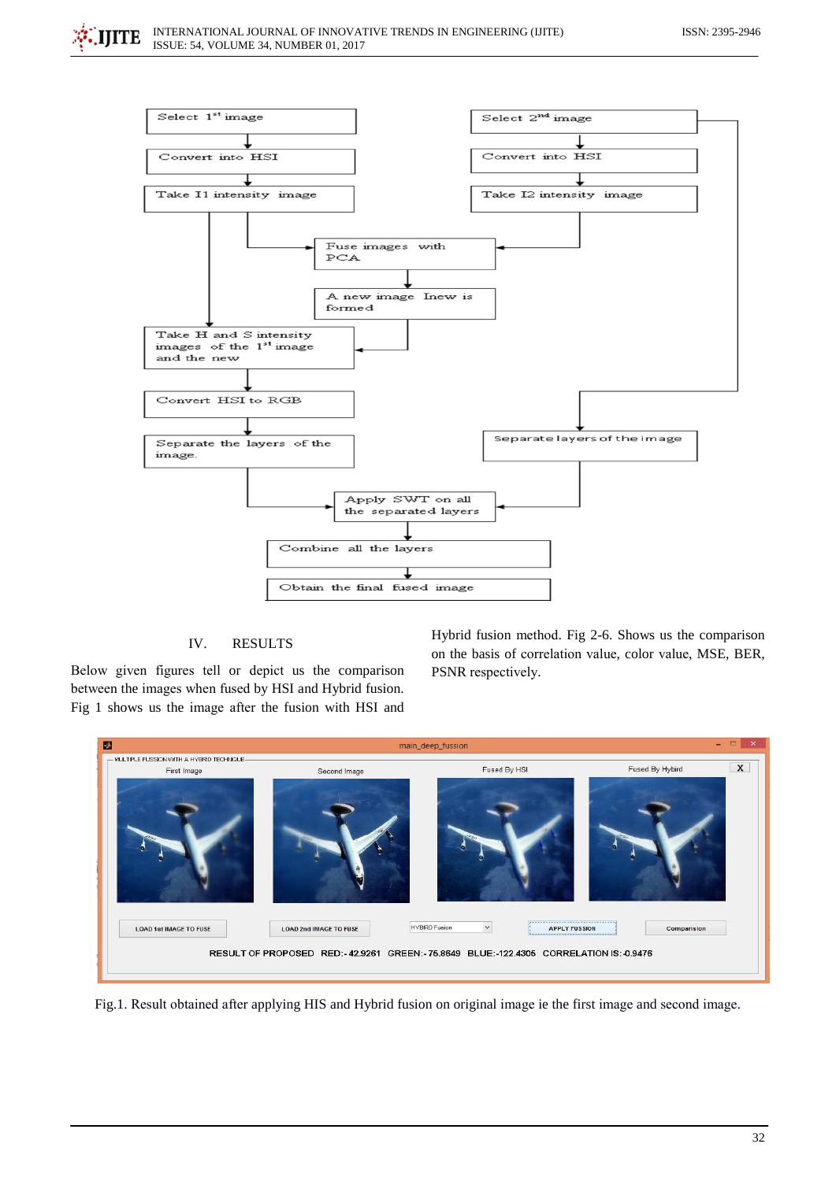## IV. RESULTS

Below given figures tell or depict us the comparison between the images when fused by HSI and Hybrid fusion. Fig 1 shows us the image after the fusion with HSI and Hybrid fusion method. Fig 2-6. Shows us the comparison on the basis of correlation value, color value, MSE, BER, PSNR respectively.

Fig.1. Result obtained after applying HIS and Hybrid fusion on original image ie the first image and second image.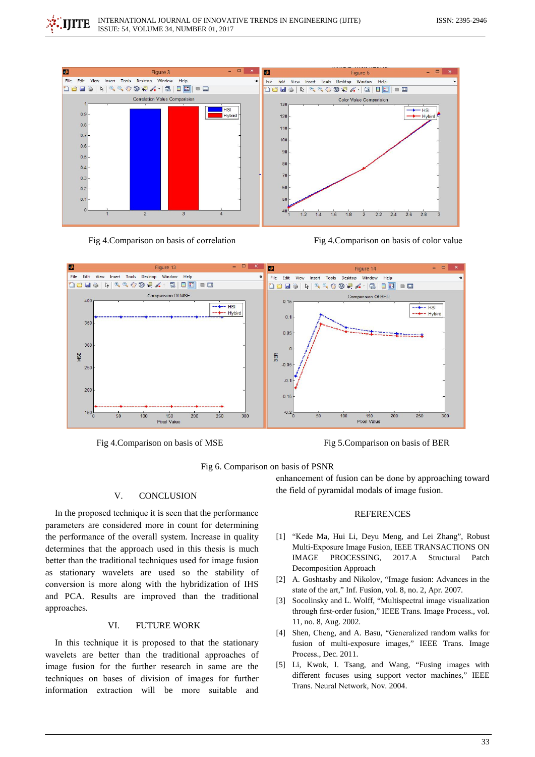Fig 4.Comparison on basis of correlation

Fig 4.Comparison on basis of color value

Fig 4.Comparison on basis of MSE

Fig 5.Comparison on basis of BER

Fig 6. Comparison on basis of PSNR

## V. CONCLUSION

In the proposed technique it is seen that the performance parameters are considered more in count for determining the performance of the overall system. Increase in quality determines that the approach used in this thesis is much better than the traditional techniques used for image fusion as stationary wavelets are used so the stability of conversion is more along with the hybridization of IHS and PCA. Results are improved than the traditional approaches.

## VI. FUTURE WORK

In this technique it is proposed to that the stationary wavelets are better than the traditional approaches of image fusion for the further research in same are the techniques on bases of division of images for further information extraction will be more suitable and enhancement of fusion can be done by approaching toward the field of pyramidal modals of image fusion.

## REFERENCES

[1] "Kede Ma, Hui Li, Deyu Meng, and Lei Zhang", Robust Multi-Exposure Image Fusion, IEEE TRANSACTIONS ON IMAGE PROCESSING, 2017.A Structural Patch Decomposition Approach

[2] A. Goshtasby and Nikolov, "Image fusion: Advances in the state of the art," Inf. Fusion, vol. 8, no. 2, Apr. 2007.

[3] Socolinsky and L. Wolff, "Multispectral image visualization through first-order fusion," IEEE Trans. Image Process., vol. 11, no. 8, Aug. 2002.

[4] Shen, Cheng, and A. Basu, "Generalized random walks for fusion of multi-exposure images," IEEE Trans. Image Process., Dec. 2011.

[5] Li, Kwok, I. Tsang, and Wang, "Fusing images with different focuses using support vector machines," IEEE Trans. Neural Network, Nov. 2004.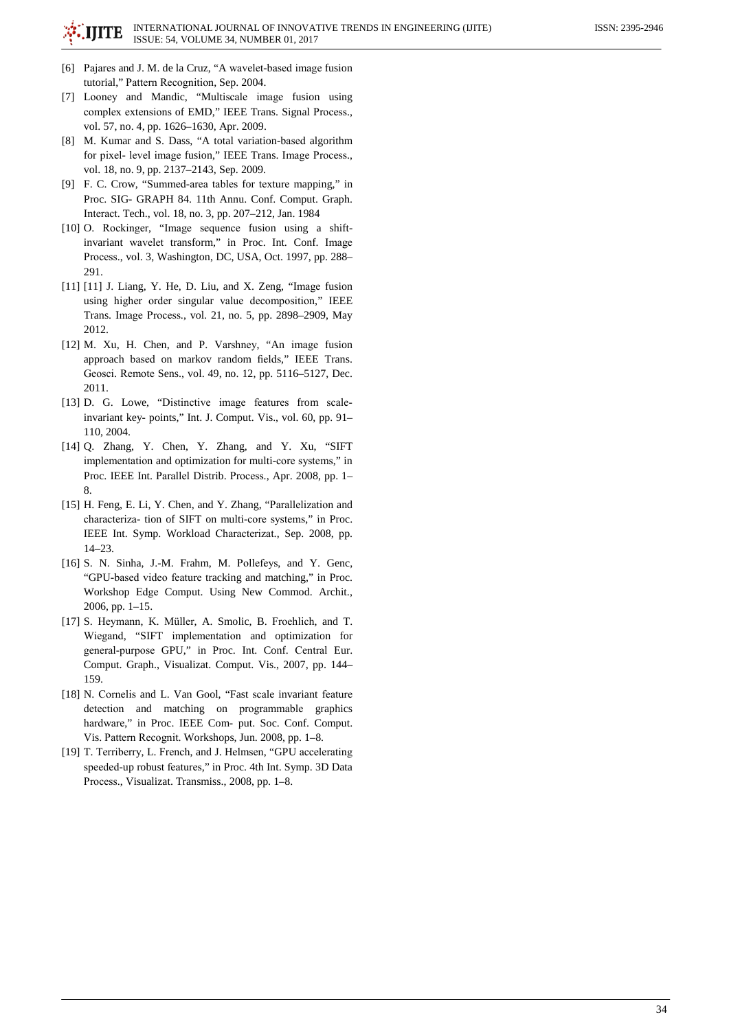[6] Pajares and J. M. de la Cruz, "A wavelet-based image fusion tutorial," Pattern Recognition, Sep. 2004.

[7] Looney and Mandic, "Multiscale image fusion using complex extensions of EMD," IEEE Trans. Signal Process., vol. 57, no. 4, pp. 1626–1630, Apr. 2009.

[8] M. Kumar and S. Dass, "A total variation-based algorithm for pixel- level image fusion," IEEE Trans. Image Process., vol. 18, no. 9, pp. 2137–2143, Sep. 2009.

[9] F. C. Crow, "Summed-area tables for texture mapping," in Proc. SIG- GRAPH 84. 11th Annu. Conf. Comput. Graph. Interact. Tech., vol. 18, no. 3, pp. 207–212, Jan. 1984

[10] O. Rockinger, "Image sequence fusion using a shift-invariant wavelet transform," in Proc. Int. Conf. Image Process., vol. 3, Washington, DC, USA, Oct. 1997, pp. 288–291.

[11] [11] J. Liang, Y. He, D. Liu, and X. Zeng, "Image fusion using higher order singular value decomposition," IEEE Trans. Image Process., vol. 21, no. 5, pp. 2898–2909, May 2012.

[12] M. Xu, H. Chen, and P. Varshney, "An image fusion approach based on markov random fields," IEEE Trans. Geosci. Remote Sens., vol. 49, no. 12, pp. 5116–5127, Dec. 2011.

[13] D. G. Lowe, "Distinctive image features from scale-invariant key- points," Int. J. Comput. Vis., vol. 60, pp. 91–110, 2004.

[14] Q. Zhang, Y. Chen, Y. Zhang, and Y. Xu, "SIFT implementation and optimization for multi-core systems," in Proc. IEEE Int. Parallel Distrib. Process., Apr. 2008, pp. 1–8.

[15] H. Feng, E. Li, Y. Chen, and Y. Zhang, "Parallelization and characteriza- tion of SIFT on multi-core systems," in Proc. IEEE Int. Symp. Workload Characterizat., Sep. 2008, pp. 14–23.

[16] S. N. Sinha, J.-M. Frahm, M. Pollefeys, and Y. Genc, "GPU-based video feature tracking and matching," in Proc. Workshop Edge Comput. Using New Commod. Archit., 2006, pp. 1–15.

[17] S. Heymann, K. Müller, A. Smolic, B. Froehlich, and T. Wiegand, "SIFT implementation and optimization for general-purpose GPU," in Proc. Int. Conf. Central Eur. Comput. Graph., Visualizat. Comput. Vis., 2007, pp. 144–159.

[18] N. Cornelis and L. Van Gool, "Fast scale invariant feature detection and matching on programmable graphics hardware," in Proc. IEEE Com- put. Soc. Conf. Comput. Vis. Pattern Recognit. Workshops, Jun. 2008, pp. 1–8.

[19] T. Terriberry, L. French, and J. Helmsen, "GPU accelerating speeded-up robust features," in Proc. 4th Int. Symp. 3D Data Process., Visualizat. Transmiss., 2008, pp. 1–8.